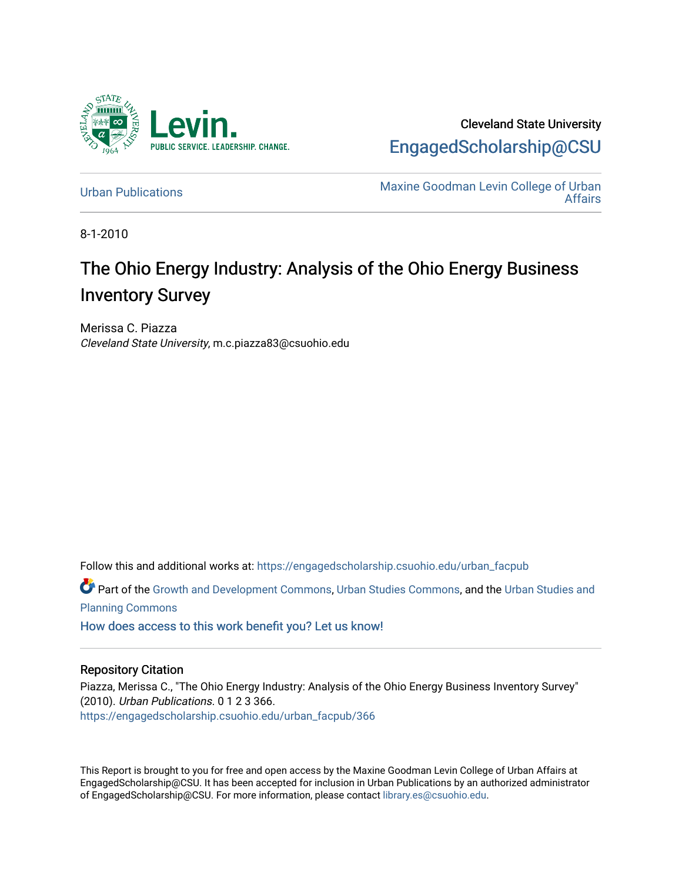Cleveland State University

EngagedScholarship@CSU

Urban Publications

Maxine Goodman Levin College of Urban Affairs

8-1-2010

# The Ohio Energy Industry: Analysis of the Ohio Energy Business Inventory Survey

Merissa C. Piazza
*Cleveland State University*, m.c.piazza83@csuohio.edu

Follow this and additional works at: https://engagedscholarship.csuohio.edu/urban_facpub

Part of the Growth and Development Commons, Urban Studies Commons, and the Urban Studies and Planning Commons

How does access to this work benefit you? Let us know!

## Repository Citation

Piazza, Merissa C., "The Ohio Energy Industry: Analysis of the Ohio Energy Business Inventory Survey" (2010). *Urban Publications*. 0 1 2 3 366.
https://engagedscholarship.csuohio.edu/urban_facpub/366

This Report is brought to you for free and open access by the Maxine Goodman Levin College of Urban Affairs at EngagedScholarship@CSU. It has been accepted for inclusion in Urban Publications by an authorized administrator of EngagedScholarship@CSU. For more information, please contact library.es@csuohio.edu.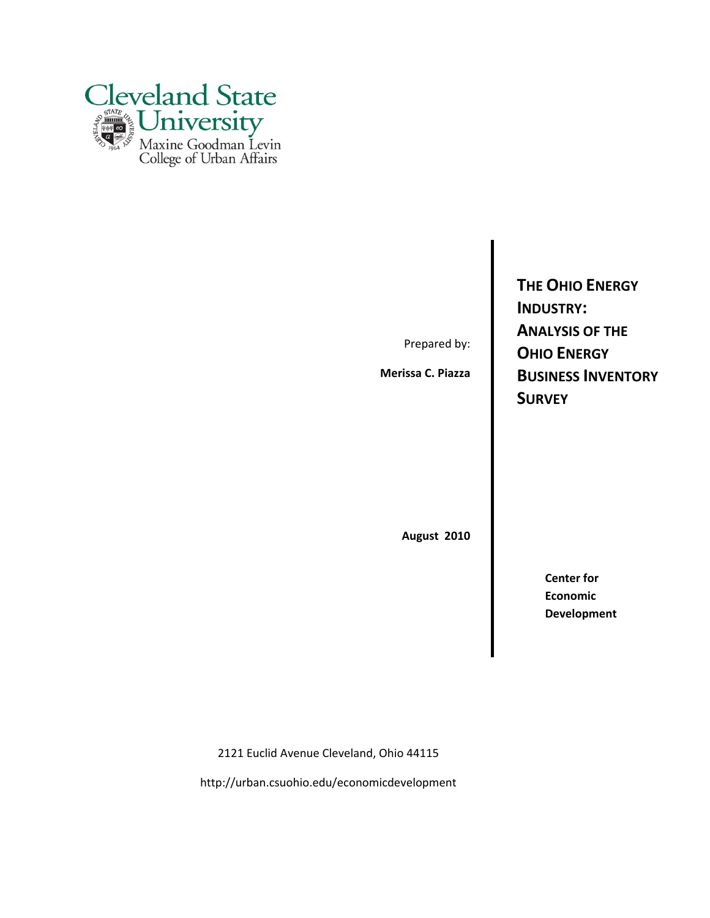Cleveland State University

Maxine Goodman Levin College of Urban Affairs

# THE OHIO ENERGY INDUSTRY: ANALYSIS OF THE OHIO ENERGY BUSINESS INVENTORY SURVEY

Prepared by:

**Merissa C. Piazza**

**August 2010**

**Center for Economic Development**

2121 Euclid Avenue Cleveland, Ohio 44115

http://urban.csuohio.edu/economicdevelopment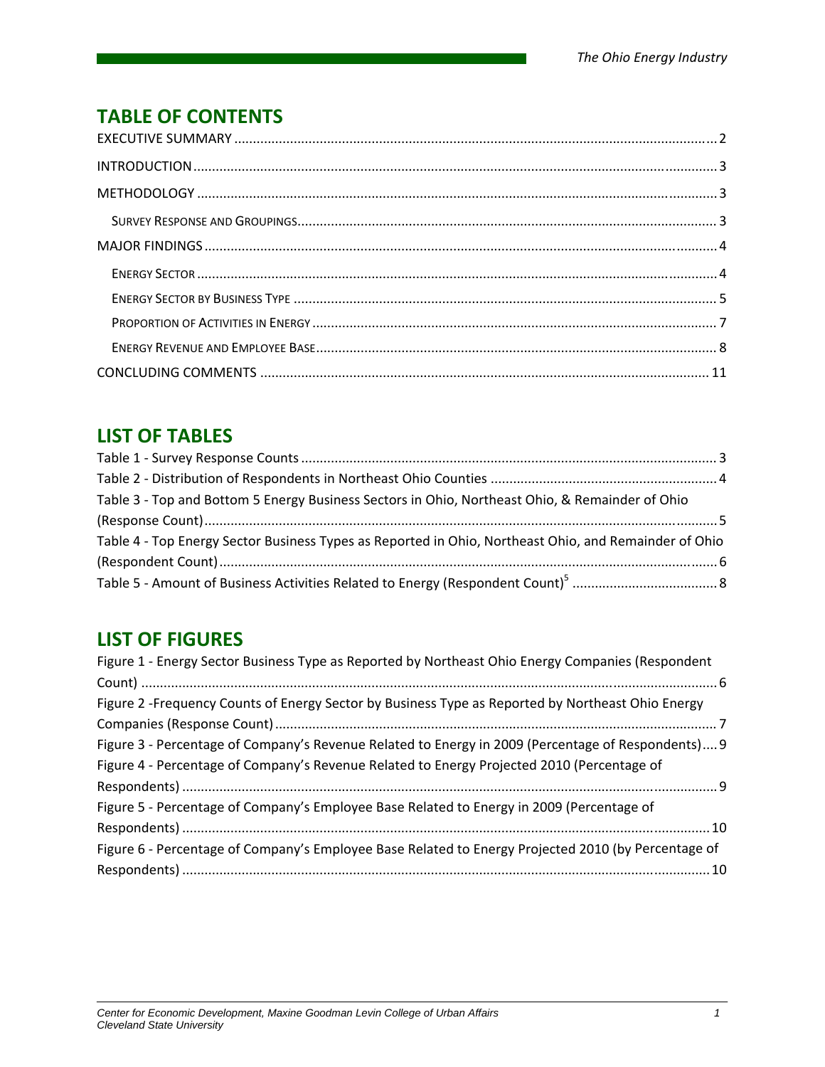## TABLE OF CONTENTS

EXECUTIVE SUMMARY .......... 2

INTRODUCTION .......... 3

METHODOLOGY .......... 3

- SURVEY RESPONSE AND GROUPINGS .......... 3

MAJOR FINDINGS .......... 4

- ENERGY SECTOR .......... 4
- ENERGY SECTOR BY BUSINESS TYPE .......... 5
- PROPORTION OF ACTIVITIES IN ENERGY .......... 7
- ENERGY REVENUE AND EMPLOYEE BASE .......... 8

CONCLUDING COMMENTS .......... 11

## LIST OF TABLES

Table 1 - Survey Response Counts .......... 3

Table 2 - Distribution of Respondents in Northeast Ohio Counties .......... 4

Table 3 - Top and Bottom 5 Energy Business Sectors in Ohio, Northeast Ohio, & Remainder of Ohio (Response Count) .......... 5

Table 4 - Top Energy Sector Business Types as Reported in Ohio, Northeast Ohio, and Remainder of Ohio (Respondent Count) .......... 6

Table 5 - Amount of Business Activities Related to Energy (Respondent Count)[5] .......... 8

## LIST OF FIGURES

Figure 1 - Energy Sector Business Type as Reported by Northeast Ohio Energy Companies (Respondent Count) .......... 6

Figure 2 -Frequency Counts of Energy Sector by Business Type as Reported by Northeast Ohio Energy Companies (Response Count) .......... 7

Figure 3 - Percentage of Company's Revenue Related to Energy in 2009 (Percentage of Respondents) .......... 9

Figure 4 - Percentage of Company's Revenue Related to Energy Projected 2010 (Percentage of Respondents) .......... 9

Figure 5 - Percentage of Company's Employee Base Related to Energy in 2009 (Percentage of Respondents) .......... 10

Figure 6 - Percentage of Company's Employee Base Related to Energy Projected 2010 (by Percentage of Respondents) .......... 10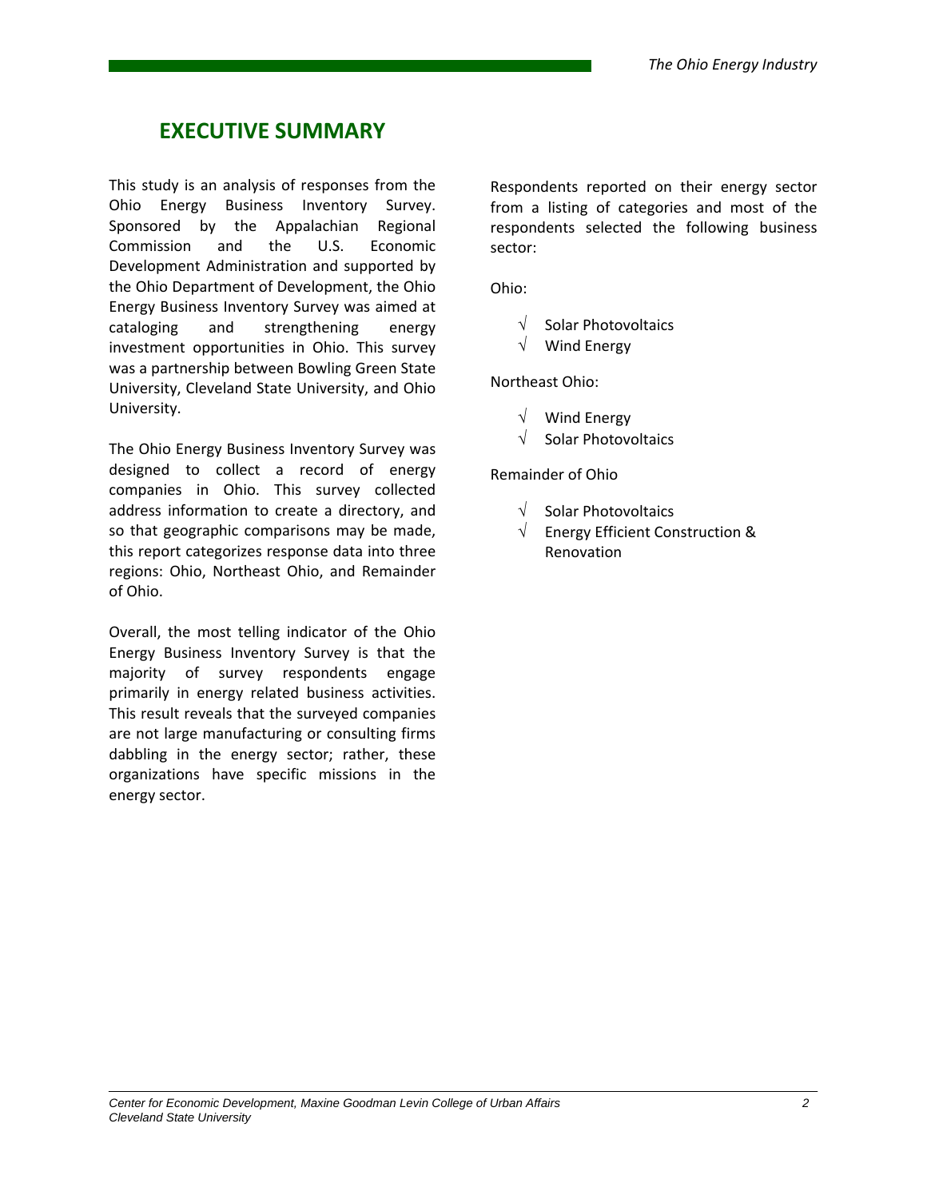# EXECUTIVE SUMMARY

This study is an analysis of responses from the Ohio Energy Business Inventory Survey. Sponsored by the Appalachian Regional Commission and the U.S. Economic Development Administration and supported by the Ohio Department of Development, the Ohio Energy Business Inventory Survey was aimed at cataloging and strengthening energy investment opportunities in Ohio. This survey was a partnership between Bowling Green State University, Cleveland State University, and Ohio University.

The Ohio Energy Business Inventory Survey was designed to collect a record of energy companies in Ohio. This survey collected address information to create a directory, and so that geographic comparisons may be made, this report categorizes response data into three regions: Ohio, Northeast Ohio, and Remainder of Ohio.

Overall, the most telling indicator of the Ohio Energy Business Inventory Survey is that the majority of survey respondents engage primarily in energy related business activities. This result reveals that the surveyed companies are not large manufacturing or consulting firms dabbling in the energy sector; rather, these organizations have specific missions in the energy sector.

Respondents reported on their energy sector from a listing of categories and most of the respondents selected the following business sector:

Ohio:

- √ Solar Photovoltaics
- √ Wind Energy

Northeast Ohio:

- √ Wind Energy
- √ Solar Photovoltaics

Remainder of Ohio

- √ Solar Photovoltaics
- √ Energy Efficient Construction & Renovation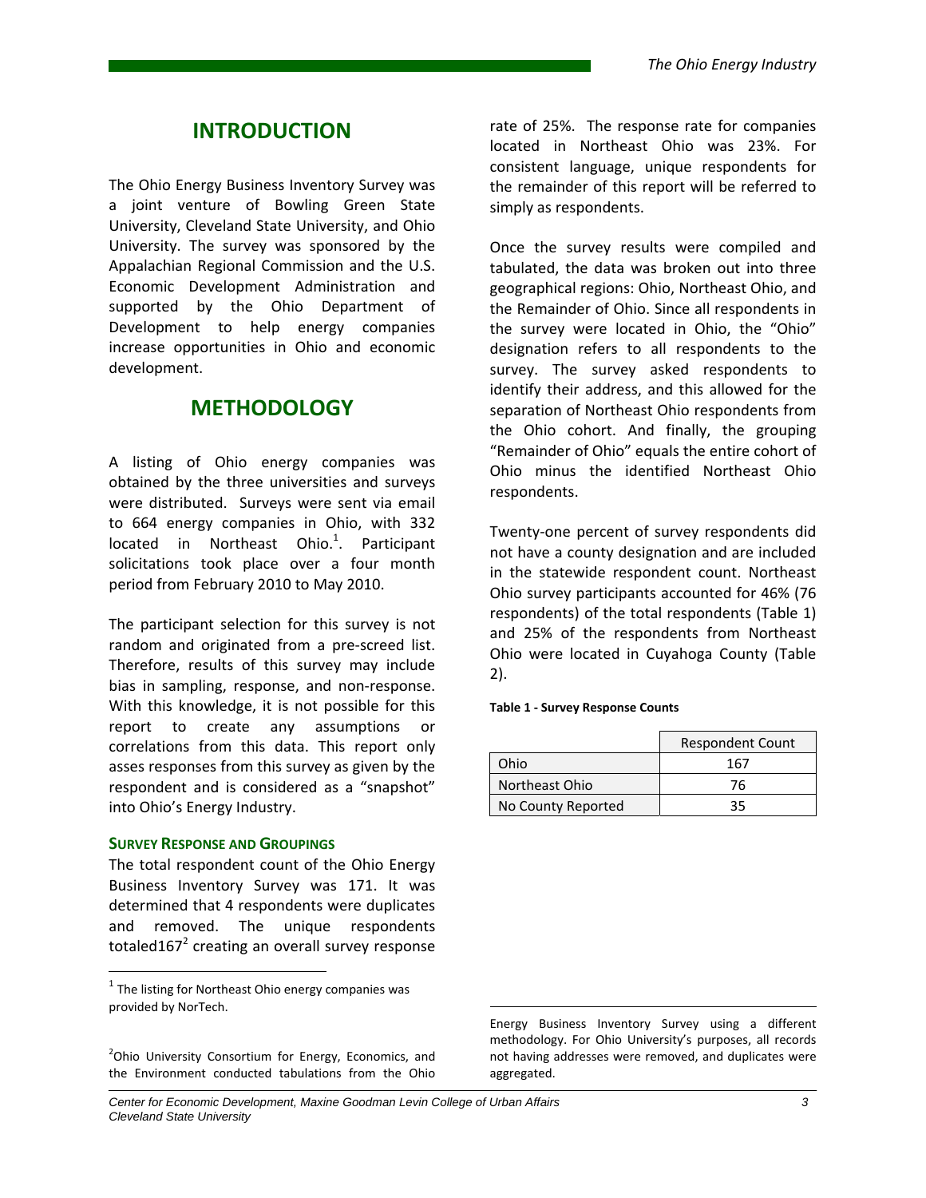# INTRODUCTION

The Ohio Energy Business Inventory Survey was a joint venture of Bowling Green State University, Cleveland State University, and Ohio University. The survey was sponsored by the Appalachian Regional Commission and the U.S. Economic Development Administration and supported by the Ohio Department of Development to help energy companies increase opportunities in Ohio and economic development.

# METHODOLOGY

A listing of Ohio energy companies was obtained by the three universities and surveys were distributed. Surveys were sent via email to 664 energy companies in Ohio, with 332 located in Northeast Ohio.[1]. Participant solicitations took place over a four month period from February 2010 to May 2010.

The participant selection for this survey is not random and originated from a pre-screed list. Therefore, results of this survey may include bias in sampling, response, and non-response. With this knowledge, it is not possible for this report to create any assumptions or correlations from this data. This report only asses responses from this survey as given by the respondent and is considered as a "snapshot" into Ohio's Energy Industry.

### SURVEY RESPONSE AND GROUPINGS

The total respondent count of the Ohio Energy Business Inventory Survey was 171. It was determined that 4 respondents were duplicates and removed. The unique respondents totaled167[2] creating an overall survey response rate of 25%. The response rate for companies located in Northeast Ohio was 23%. For consistent language, unique respondents for the remainder of this report will be referred to simply as respondents.

Once the survey results were compiled and tabulated, the data was broken out into three geographical regions: Ohio, Northeast Ohio, and the Remainder of Ohio. Since all respondents in the survey were located in Ohio, the "Ohio" designation refers to all respondents to the survey. The survey asked respondents to identify their address, and this allowed for the separation of Northeast Ohio respondents from the Ohio cohort. And finally, the grouping "Remainder of Ohio" equals the entire cohort of Ohio minus the identified Northeast Ohio respondents.

Twenty-one percent of survey respondents did not have a county designation and are included in the statewide respondent count. Northeast Ohio survey participants accounted for 46% (76 respondents) of the total respondents (Table 1) and 25% of the respondents from Northeast Ohio were located in Cuyahoga County (Table 2).

**Table 1 - Survey Response Counts**

| | Respondent Count |
|---|---|
| Ohio | 167 |
| Northeast Ohio | 76 |
| No County Reported | 35 |

---

[1] The listing for Northeast Ohio energy companies was provided by NorTech.

[2] Ohio University Consortium for Energy, Economics, and the Environment conducted tabulations from the Ohio Energy Business Inventory Survey using a different methodology. For Ohio University's purposes, all records not having addresses were removed, and duplicates were aggregated.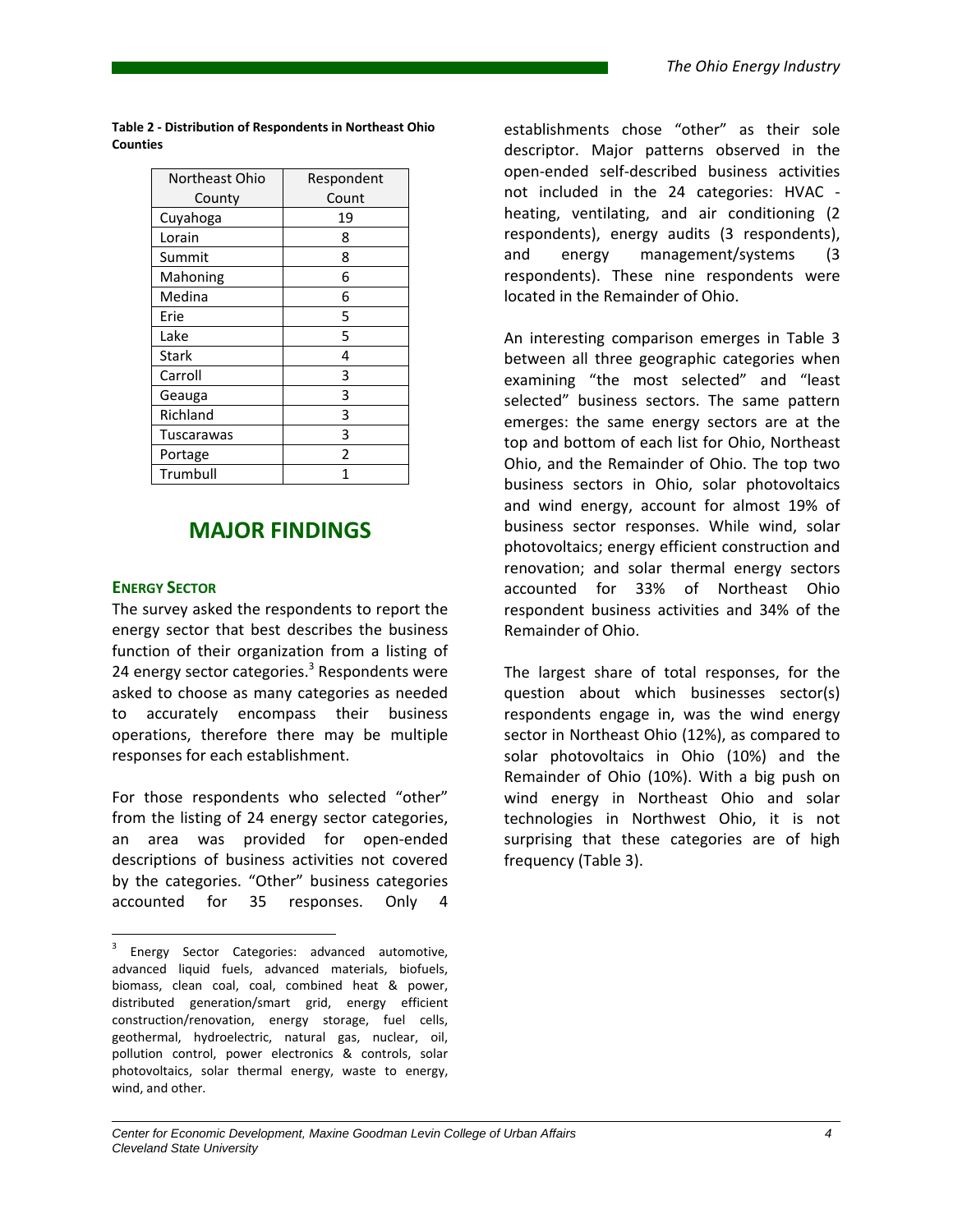**Table 2 - Distribution of Respondents in Northeast Ohio Counties**

| Northeast Ohio County | Respondent Count |
|---|---|
| Cuyahoga | 19 |
| Lorain | 8 |
| Summit | 8 |
| Mahoning | 6 |
| Medina | 6 |
| Erie | 5 |
| Lake | 5 |
| Stark | 4 |
| Carroll | 3 |
| Geauga | 3 |
| Richland | 3 |
| Tuscarawas | 3 |
| Portage | 2 |
| Trumbull | 1 |

## MAJOR FINDINGS

### ENERGY SECTOR

The survey asked the respondents to report the energy sector that best describes the business function of their organization from a listing of 24 energy sector categories.[3] Respondents were asked to choose as many categories as needed to accurately encompass their business operations, therefore there may be multiple responses for each establishment.

For those respondents who selected "other" from the listing of 24 energy sector categories, an area was provided for open-ended descriptions of business activities not covered by the categories. "Other" business categories accounted for 35 responses. Only 4 establishments chose "other" as their sole descriptor. Major patterns observed in the open-ended self-described business activities not included in the 24 categories: HVAC - heating, ventilating, and air conditioning (2 respondents), energy audits (3 respondents), and energy management/systems (3 respondents). These nine respondents were located in the Remainder of Ohio.

An interesting comparison emerges in Table 3 between all three geographic categories when examining "the most selected" and "least selected" business sectors. The same pattern emerges: the same energy sectors are at the top and bottom of each list for Ohio, Northeast Ohio, and the Remainder of Ohio. The top two business sectors in Ohio, solar photovoltaics and wind energy, account for almost 19% of business sector responses. While wind, solar photovoltaics; energy efficient construction and renovation; and solar thermal energy sectors accounted for 33% of Northeast Ohio respondent business activities and 34% of the Remainder of Ohio.

The largest share of total responses, for the question about which businesses sector(s) respondents engage in, was the wind energy sector in Northeast Ohio (12%), as compared to solar photovoltaics in Ohio (10%) and the Remainder of Ohio (10%). With a big push on wind energy in Northeast Ohio and solar technologies in Northwest Ohio, it is not surprising that these categories are of high frequency (Table 3).

[3] Energy Sector Categories: advanced automotive, advanced liquid fuels, advanced materials, biofuels, biomass, clean coal, coal, combined heat & power, distributed generation/smart grid, energy efficient construction/renovation, energy storage, fuel cells, geothermal, hydroelectric, natural gas, nuclear, oil, pollution control, power electronics & controls, solar photovoltaics, solar thermal energy, waste to energy, wind, and other.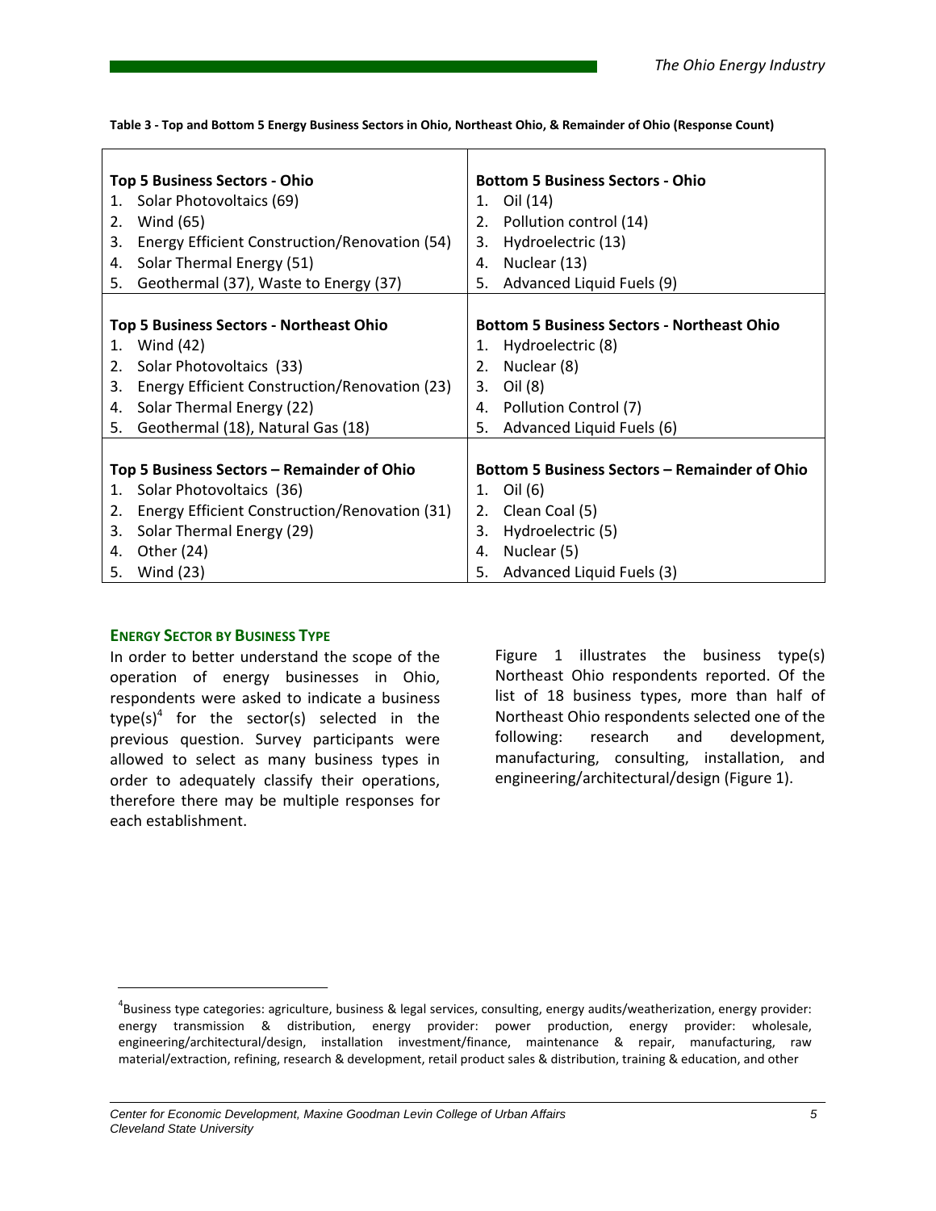**Table 3 - Top and Bottom 5 Energy Business Sectors in Ohio, Northeast Ohio, & Remainder of Ohio (Response Count)**

| Top 5 Business Sectors | Bottom 5 Business Sectors |
|---|---|
| **Top 5 Business Sectors - Ohio** | **Bottom 5 Business Sectors - Ohio** |
| 1. Solar Photovoltaics (69) | 1. Oil (14) |
| 2. Wind (65) | 2. Pollution control (14) |
| 3. Energy Efficient Construction/Renovation (54) | 3. Hydroelectric (13) |
| 4. Solar Thermal Energy (51) | 4. Nuclear (13) |
| 5. Geothermal (37), Waste to Energy (37) | 5. Advanced Liquid Fuels (9) |
| **Top 5 Business Sectors - Northeast Ohio** | **Bottom 5 Business Sectors - Northeast Ohio** |
| 1. Wind (42) | 1. Hydroelectric (8) |
| 2. Solar Photovoltaics (33) | 2. Nuclear (8) |
| 3. Energy Efficient Construction/Renovation (23) | 3. Oil (8) |
| 4. Solar Thermal Energy (22) | 4. Pollution Control (7) |
| 5. Geothermal (18), Natural Gas (18) | 5. Advanced Liquid Fuels (6) |
| **Top 5 Business Sectors – Remainder of Ohio** | **Bottom 5 Business Sectors – Remainder of Ohio** |
| 1. Solar Photovoltaics (36) | 1. Oil (6) |
| 2. Energy Efficient Construction/Renovation (31) | 2. Clean Coal (5) |
| 3. Solar Thermal Energy (29) | 3. Hydroelectric (5) |
| 4. Other (24) | 4. Nuclear (5) |
| 5. Wind (23) | 5. Advanced Liquid Fuels (3) |

## ENERGY SECTOR BY BUSINESS TYPE

In order to better understand the scope of the operation of energy businesses in Ohio, respondents were asked to indicate a business type(s)[4] for the sector(s) selected in the previous question. Survey participants were allowed to select as many business types in order to adequately classify their operations, therefore there may be multiple responses for each establishment.

Figure 1 illustrates the business type(s) Northeast Ohio respondents reported. Of the list of 18 business types, more than half of Northeast Ohio respondents selected one of the following: research and development, manufacturing, consulting, installation, and engineering/architectural/design (Figure 1).

---

[4] Business type categories: agriculture, business & legal services, consulting, energy audits/weatherization, energy provider: energy transmission & distribution, energy provider: power production, energy provider: wholesale, engineering/architectural/design, installation investment/finance, maintenance & repair, manufacturing, raw material/extraction, refining, research & development, retail product sales & distribution, training & education, and other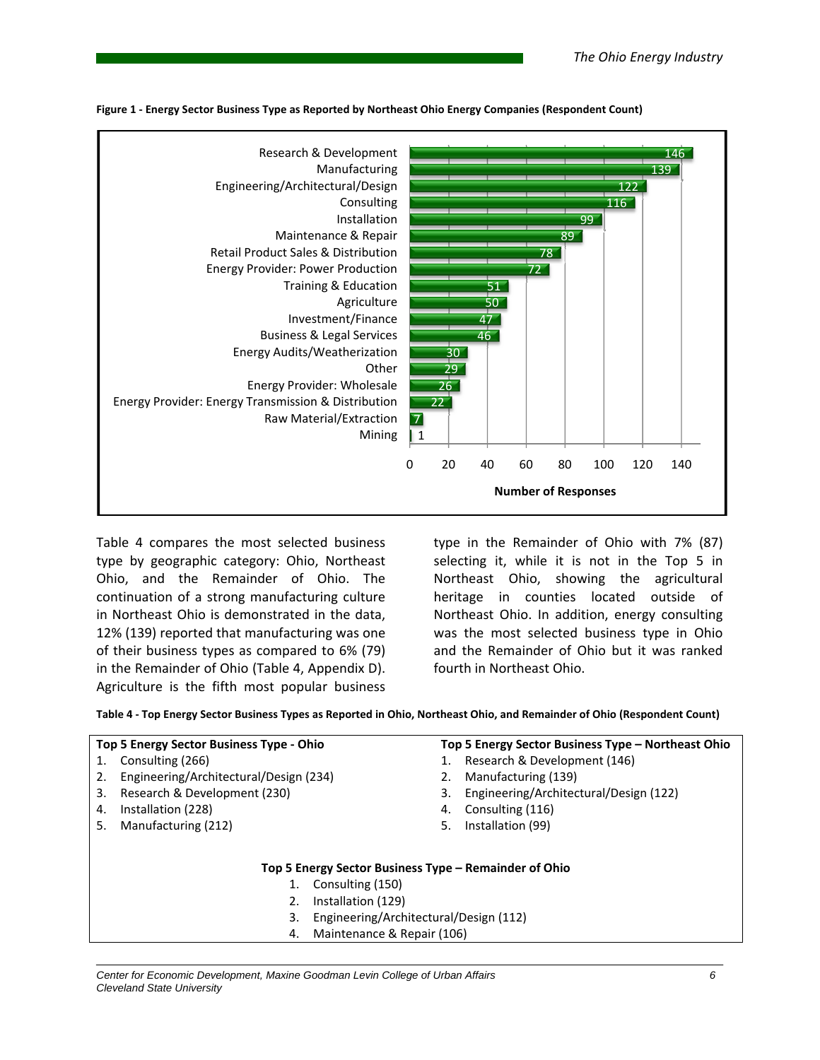**Figure 1 - Energy Sector Business Type as Reported by Northeast Ohio Energy Companies (Respondent Count)**

| Business Type | Number of Responses |
|---|---|
| Research & Development | 146 |
| Manufacturing | 139 |
| Engineering/Architectural/Design | 122 |
| Consulting | 116 |
| Installation | 99 |
| Maintenance & Repair | 89 |
| Retail Product Sales & Distribution | 78 |
| Energy Provider: Power Production | 72 |
| Training & Education | 51 |
| Agriculture | 50 |
| Investment/Finance | 47 |
| Business & Legal Services | 46 |
| Energy Audits/Weatherization | 30 |
| Other | 29 |
| Energy Provider: Wholesale | 26 |
| Energy Provider: Energy Transmission & Distribution | 22 |
| Raw Material/Extraction | 7 |
| Mining | 1 |

Table 4 compares the most selected business type by geographic category: Ohio, Northeast Ohio, and the Remainder of Ohio. The continuation of a strong manufacturing culture in Northeast Ohio is demonstrated in the data, 12% (139) reported that manufacturing was one of their business types as compared to 6% (79) in the Remainder of Ohio (Table 4, Appendix D). Agriculture is the fifth most popular business type in the Remainder of Ohio with 7% (87) selecting it, while it is not in the Top 5 in Northeast Ohio, showing the agricultural heritage in counties located outside of Northeast Ohio. In addition, energy consulting was the most selected business type in Ohio and the Remainder of Ohio but it was ranked fourth in Northeast Ohio.

**Table 4 - Top Energy Sector Business Types as Reported in Ohio, Northeast Ohio, and Remainder of Ohio (Respondent Count)**

**Top 5 Energy Sector Business Type - Ohio**

1. Consulting (266)
2. Engineering/Architectural/Design (234)
3. Research & Development (230)
4. Installation (228)
5. Manufacturing (212)

**Top 5 Energy Sector Business Type – Northeast Ohio**

1. Research & Development (146)
2. Manufacturing (139)
3. Engineering/Architectural/Design (122)
4. Consulting (116)
5. Installation (99)

**Top 5 Energy Sector Business Type – Remainder of Ohio**

1. Consulting (150)
2. Installation (129)
3. Engineering/Architectural/Design (112)
4. Maintenance & Repair (106)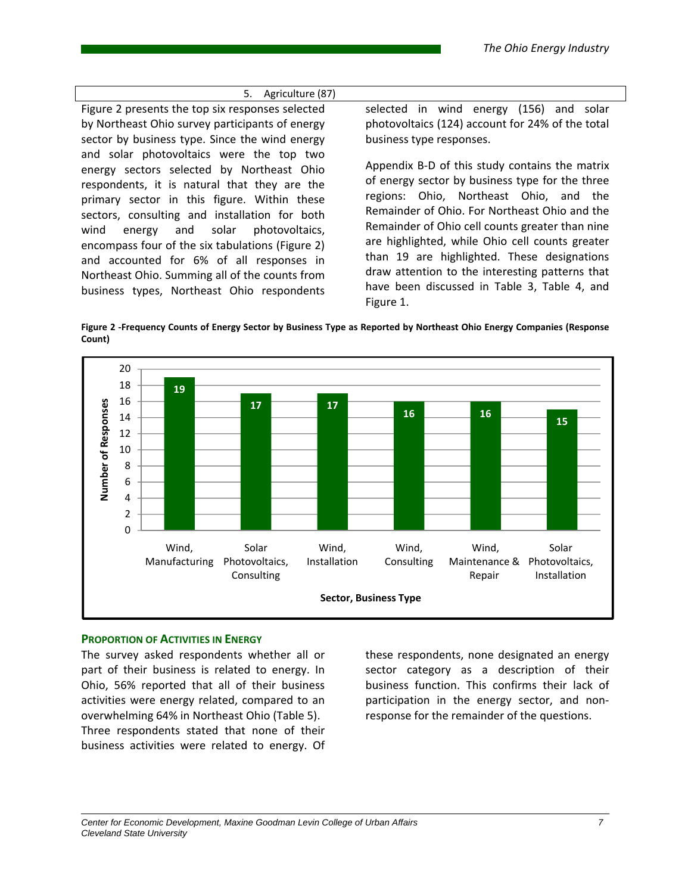| 5. Agriculture (87) |
|---|

Figure 2 presents the top six responses selected by Northeast Ohio survey participants of energy sector by business type. Since the wind energy and solar photovoltaics were the top two energy sectors selected by Northeast Ohio respondents, it is natural that they are the primary sector in this figure. Within these sectors, consulting and installation for both wind energy and solar photovoltaics, encompass four of the six tabulations (Figure 2) and accounted for 6% of all responses in Northeast Ohio. Summing all of the counts from business types, Northeast Ohio respondents selected in wind energy (156) and solar photovoltaics (124) account for 24% of the total business type responses.

Appendix B-D of this study contains the matrix of energy sector by business type for the three regions: Ohio, Northeast Ohio, and the Remainder of Ohio. For Northeast Ohio and the Remainder of Ohio cell counts greater than nine are highlighted, while Ohio cell counts greater than 19 are highlighted. These designations draw attention to the interesting patterns that have been discussed in Table 3, Table 4, and Figure 1.

**Figure 2 -Frequency Counts of Energy Sector by Business Type as Reported by Northeast Ohio Energy Companies (Response Count)**

| Sector, Business Type | Number of Responses |
|---|---|
| Wind, Manufacturing | 19 |
| Solar Photovoltaics, Consulting | 17 |
| Wind, Installation | 17 |
| Wind, Consulting | 16 |
| Wind, Maintenance & Repair | 16 |
| Solar Photovoltaics, Installation | 15 |

### PROPORTION OF ACTIVITIES IN ENERGY

The survey asked respondents whether all or part of their business is related to energy. In Ohio, 56% reported that all of their business activities were energy related, compared to an overwhelming 64% in Northeast Ohio (Table 5). Three respondents stated that none of their business activities were related to energy. Of these respondents, none designated an energy sector category as a description of their business function. This confirms their lack of participation in the energy sector, and non-response for the remainder of the questions.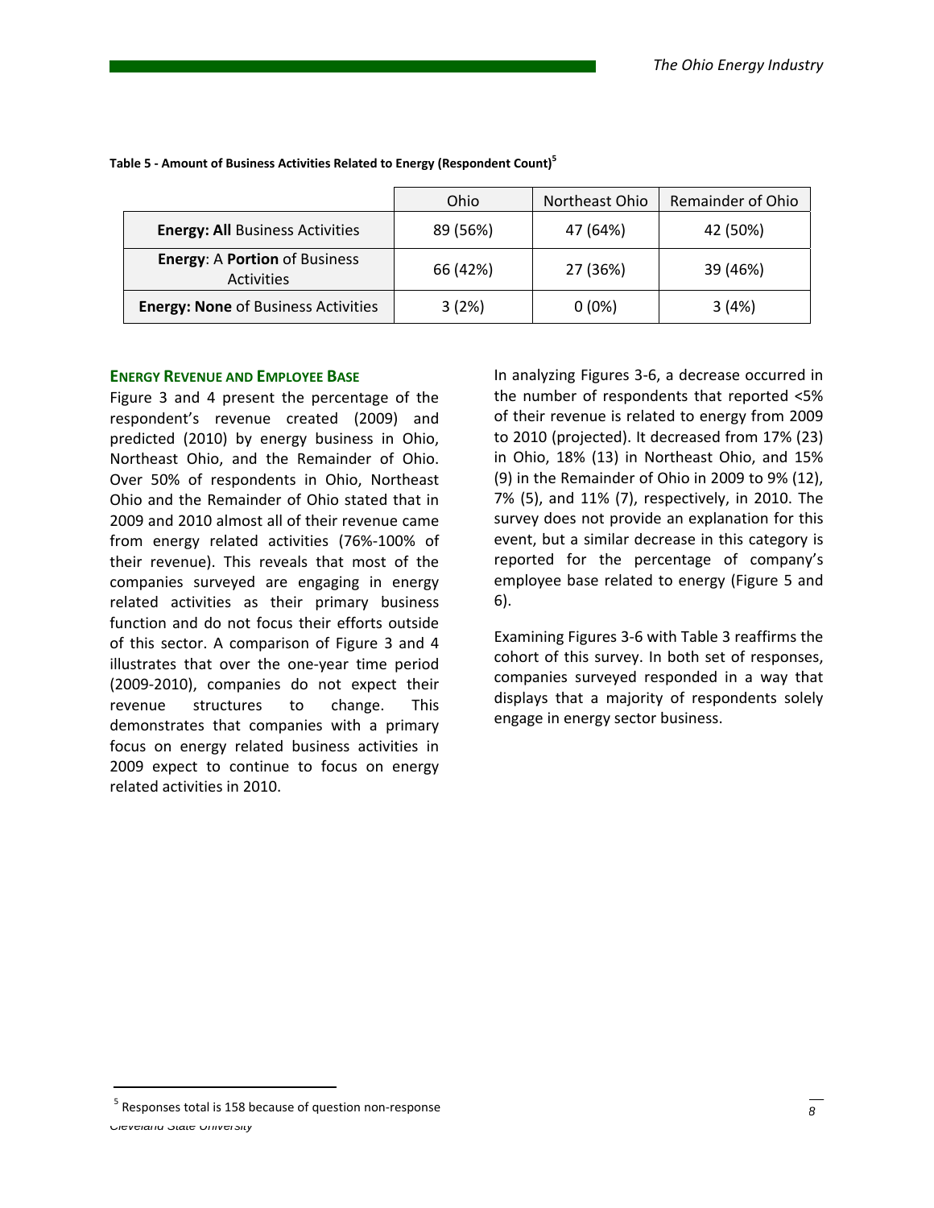**Table 5 - Amount of Business Activities Related to Energy (Respondent Count)[5]**

| | Ohio | Northeast Ohio | Remainder of Ohio |
|---|---|---|---|
| **Energy: All** Business Activities | 89 (56%) | 47 (64%) | 42 (50%) |
| **Energy**: A **Portion** of Business Activities | 66 (42%) | 27 (36%) | 39 (46%) |
| **Energy: None** of Business Activities | 3 (2%) | 0 (0%) | 3 (4%) |

## ENERGY REVENUE AND EMPLOYEE BASE

Figure 3 and 4 present the percentage of the respondent's revenue created (2009) and predicted (2010) by energy business in Ohio, Northeast Ohio, and the Remainder of Ohio. Over 50% of respondents in Ohio, Northeast Ohio and the Remainder of Ohio stated that in 2009 and 2010 almost all of their revenue came from energy related activities (76%-100% of their revenue). This reveals that most of the companies surveyed are engaging in energy related activities as their primary business function and do not focus their efforts outside of this sector. A comparison of Figure 3 and 4 illustrates that over the one-year time period (2009-2010), companies do not expect their revenue structures to change. This demonstrates that companies with a primary focus on energy related business activities in 2009 expect to continue to focus on energy related activities in 2010.

In analyzing Figures 3-6, a decrease occurred in the number of respondents that reported <5% of their revenue is related to energy from 2009 to 2010 (projected). It decreased from 17% (23) in Ohio, 18% (13) in Northeast Ohio, and 15% (9) in the Remainder of Ohio in 2009 to 9% (12), 7% (5), and 11% (7), respectively, in 2010. The survey does not provide an explanation for this event, but a similar decrease in this category is reported for the percentage of company's employee base related to energy (Figure 5 and 6).

Examining Figures 3-6 with Table 3 reaffirms the cohort of this survey. In both set of responses, companies surveyed responded in a way that displays that a majority of respondents solely engage in energy sector business.

---

[5] Responses total is 158 because of question non-response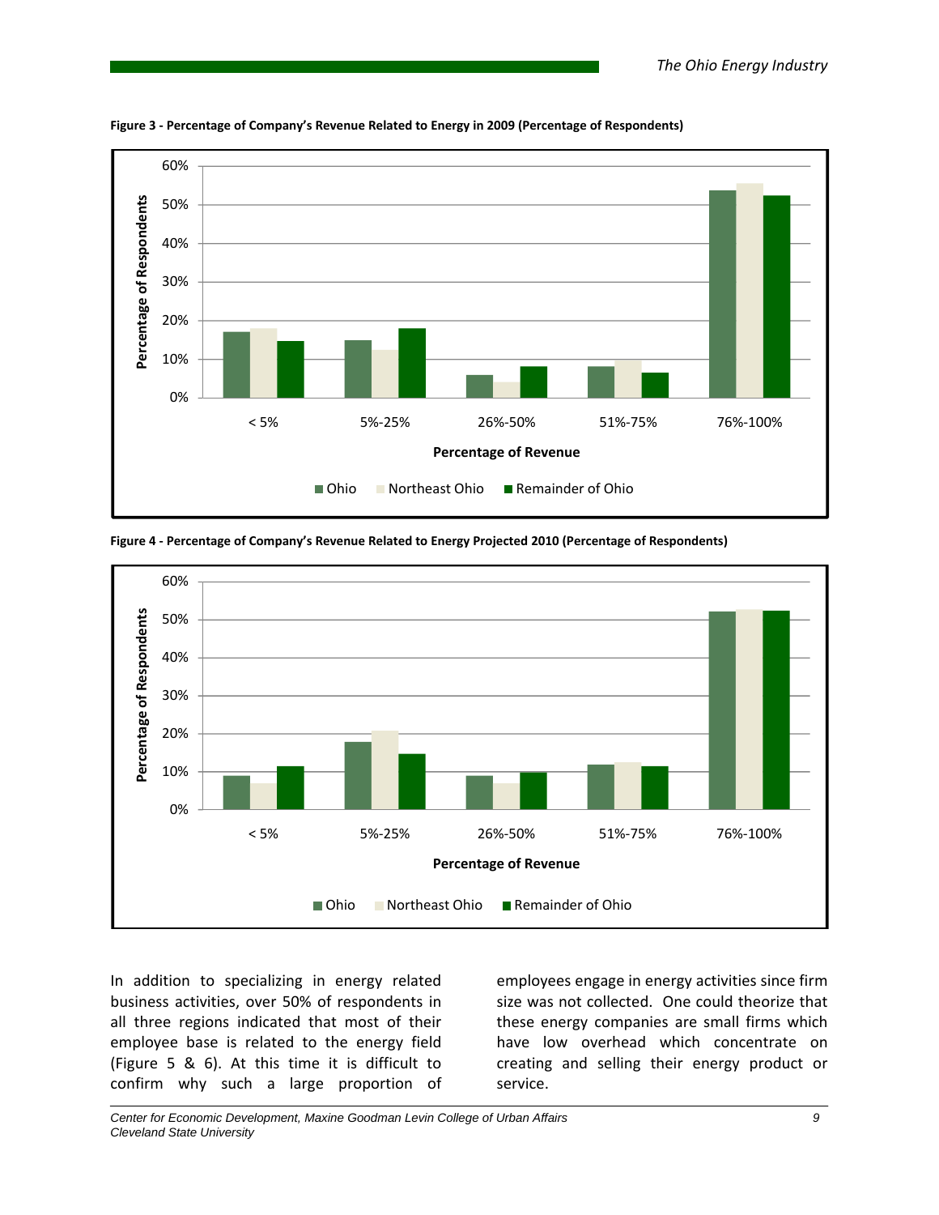**Figure 3 - Percentage of Company's Revenue Related to Energy in 2009 (Percentage of Respondents)**

**Figure 4 - Percentage of Company's Revenue Related to Energy Projected 2010 (Percentage of Respondents)**

In addition to specializing in energy related business activities, over 50% of respondents in all three regions indicated that most of their employee base is related to the energy field (Figure 5 & 6). At this time it is difficult to confirm why such a large proportion of employees engage in energy activities since firm size was not collected. One could theorize that these energy companies are small firms which have low overhead which concentrate on creating and selling their energy product or service.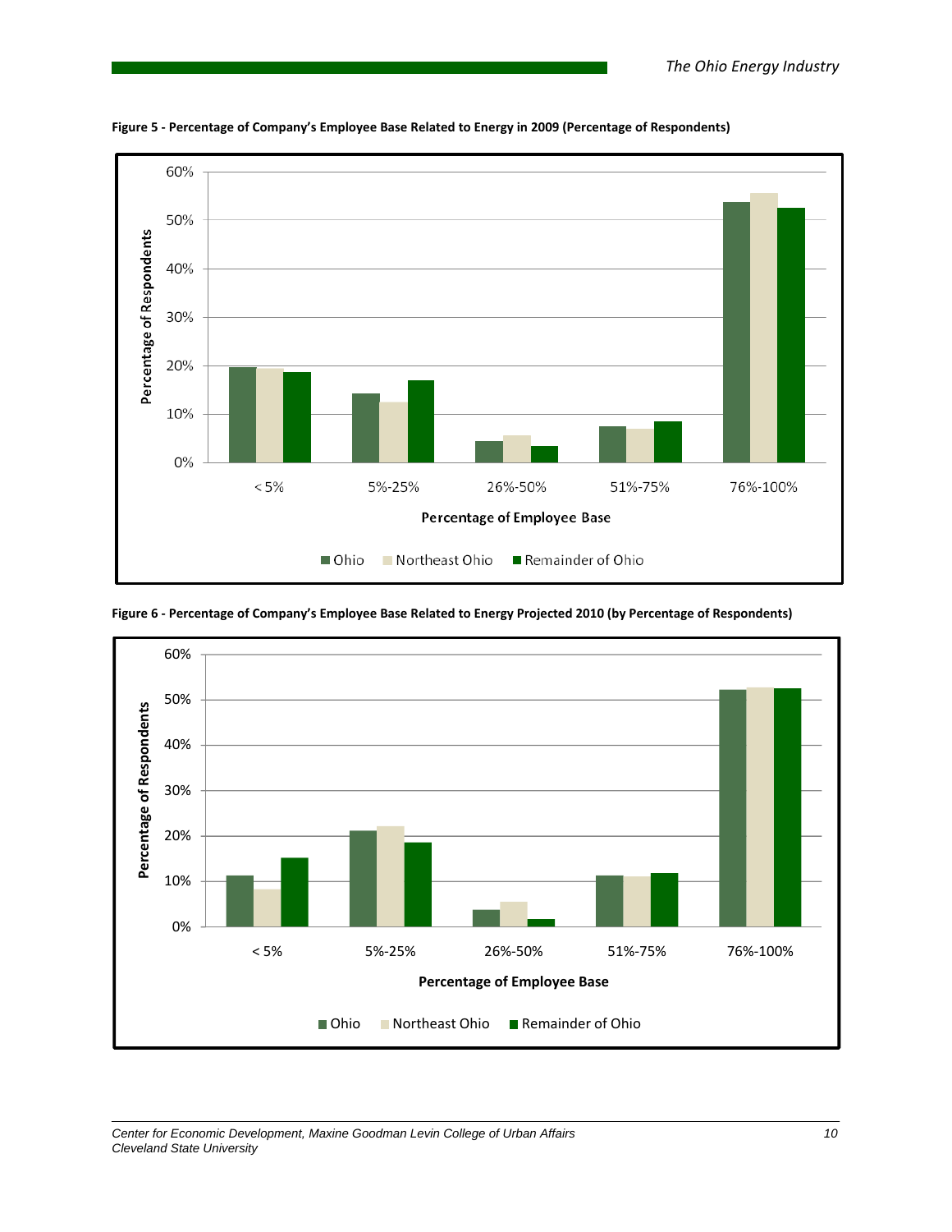**Figure 5 - Percentage of Company's Employee Base Related to Energy in 2009 (Percentage of Respondents)**

**Figure 6 - Percentage of Company's Employee Base Related to Energy Projected 2010 (by Percentage of Respondents)**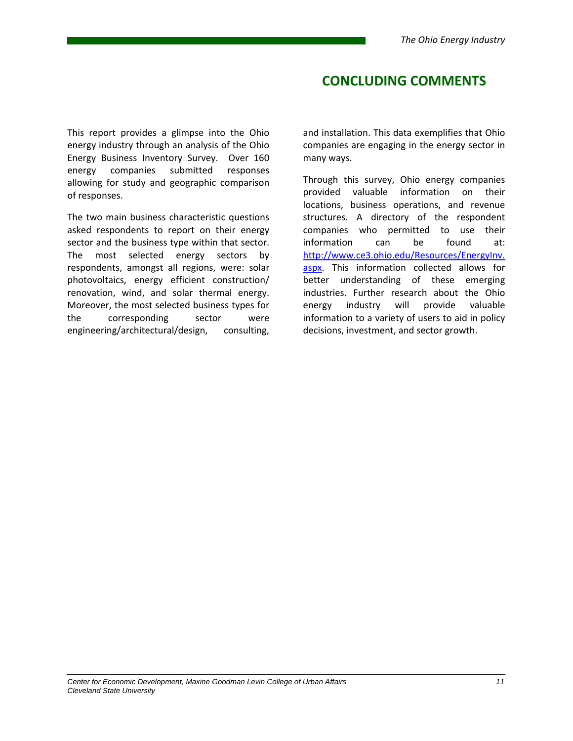# CONCLUDING COMMENTS

This report provides a glimpse into the Ohio energy industry through an analysis of the Ohio Energy Business Inventory Survey. Over 160 energy companies submitted responses allowing for study and geographic comparison of responses.

The two main business characteristic questions asked respondents to report on their energy sector and the business type within that sector. The most selected energy sectors by respondents, amongst all regions, were: solar photovoltaics, energy efficient construction/ renovation, wind, and solar thermal energy. Moreover, the most selected business types for the corresponding sector were engineering/architectural/design, consulting, and installation. This data exemplifies that Ohio companies are engaging in the energy sector in many ways.

Through this survey, Ohio energy companies provided valuable information on their locations, business operations, and revenue structures. A directory of the respondent companies who permitted to use their information can be found at: [http://www.ce3.ohio.edu/Resources/EnergyInv.aspx](http://www.ce3.ohio.edu/Resources/EnergyInv.aspx). This information collected allows for better understanding of these emerging industries. Further research about the Ohio energy industry will provide valuable information to a variety of users to aid in policy decisions, investment, and sector growth.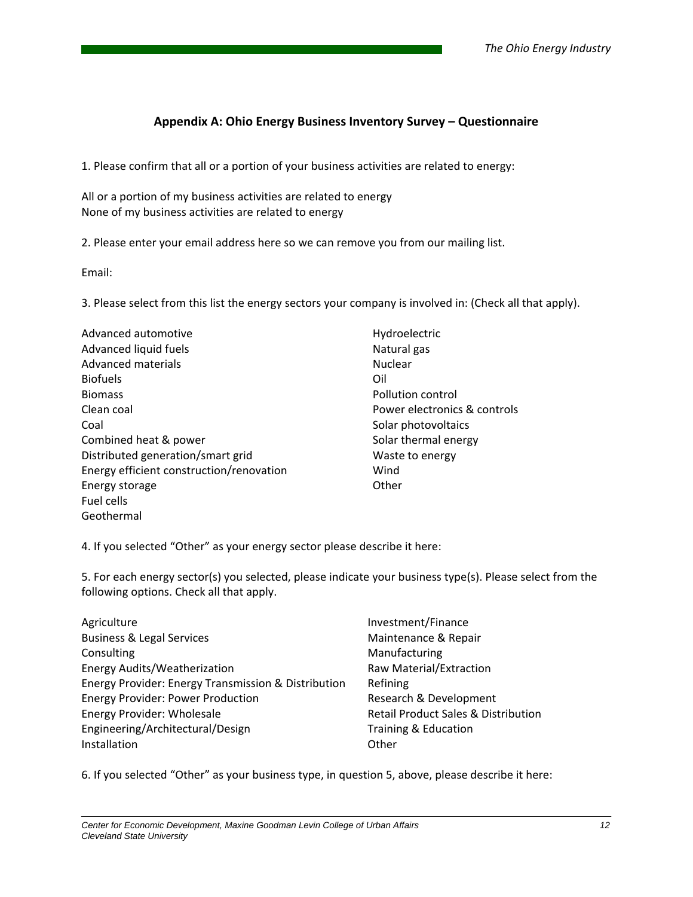## Appendix A: Ohio Energy Business Inventory Survey – Questionnaire

1. Please confirm that all or a portion of your business activities are related to energy:

All or a portion of my business activities are related to energy
None of my business activities are related to energy

2. Please enter your email address here so we can remove you from our mailing list.

Email:

3. Please select from this list the energy sectors your company is involved in: (Check all that apply).

Advanced automotive
Advanced liquid fuels
Advanced materials
Biofuels
Biomass
Clean coal
Coal
Combined heat & power
Distributed generation/smart grid
Energy efficient construction/renovation
Energy storage
Fuel cells
Geothermal
Hydroelectric
Natural gas
Nuclear
Oil
Pollution control
Power electronics & controls
Solar photovoltaics
Solar thermal energy
Waste to energy
Wind
Other

4. If you selected “Other” as your energy sector please describe it here:

5. For each energy sector(s) you selected, please indicate your business type(s). Please select from the following options. Check all that apply.

Agriculture
Business & Legal Services
Consulting
Energy Audits/Weatherization
Energy Provider: Energy Transmission & Distribution
Energy Provider: Power Production
Energy Provider: Wholesale
Engineering/Architectural/Design
Installation
Investment/Finance
Maintenance & Repair
Manufacturing
Raw Material/Extraction
Refining
Research & Development
Retail Product Sales & Distribution
Training & Education
Other

6. If you selected “Other” as your business type, in question 5, above, please describe it here: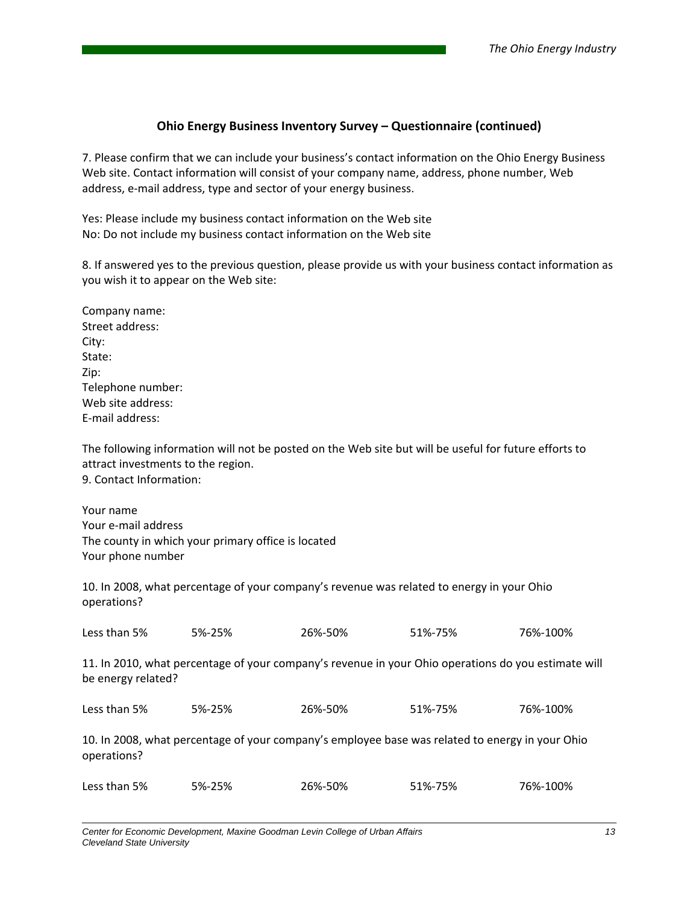### Ohio Energy Business Inventory Survey – Questionnaire (continued)

7. Please confirm that we can include your business's contact information on the Ohio Energy Business Web site. Contact information will consist of your company name, address, phone number, Web address, e-mail address, type and sector of your energy business.

Yes: Please include my business contact information on the Web site
No: Do not include my business contact information on the Web site

8. If answered yes to the previous question, please provide us with your business contact information as you wish it to appear on the Web site:

Company name:
Street address:
City:
State:
Zip:
Telephone number:
Web site address:
E-mail address:

The following information will not be posted on the Web site but will be useful for future efforts to attract investments to the region.
9. Contact Information:

Your name
Your e-mail address
The county in which your primary office is located
Your phone number

10. In 2008, what percentage of your company's revenue was related to energy in your Ohio operations?

Less than 5% 5%-25% 26%-50% 51%-75% 76%-100%

11. In 2010, what percentage of your company's revenue in your Ohio operations do you estimate will be energy related?

Less than 5% 5%-25% 26%-50% 51%-75% 76%-100%

10. In 2008, what percentage of your company's employee base was related to energy in your Ohio operations?

Less than 5% 5%-25% 26%-50% 51%-75% 76%-100%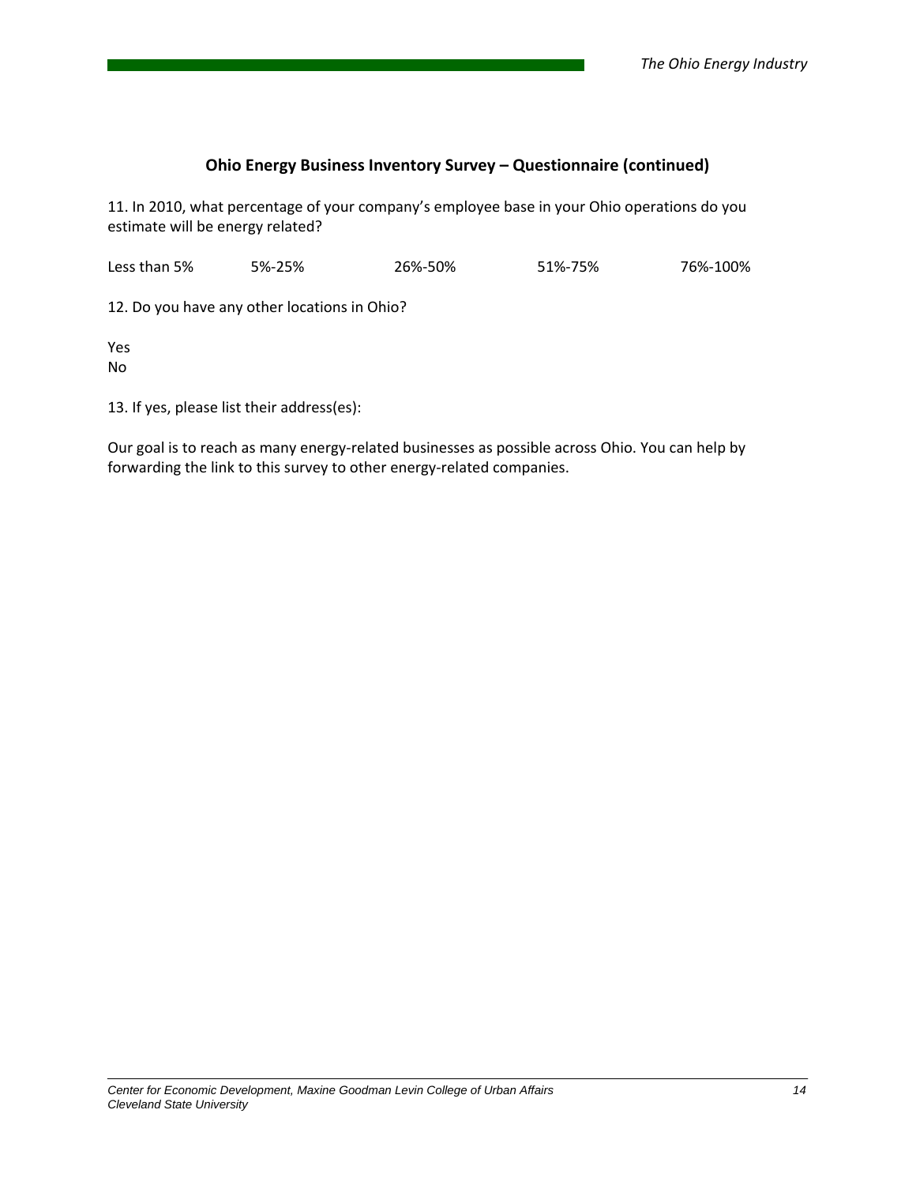## Ohio Energy Business Inventory Survey – Questionnaire (continued)

11. In 2010, what percentage of your company's employee base in your Ohio operations do you estimate will be energy related?

Less than 5% 5%-25% 26%-50% 51%-75% 76%-100%

12. Do you have any other locations in Ohio?

Yes
No

13. If yes, please list their address(es):

Our goal is to reach as many energy-related businesses as possible across Ohio. You can help by forwarding the link to this survey to other energy-related companies.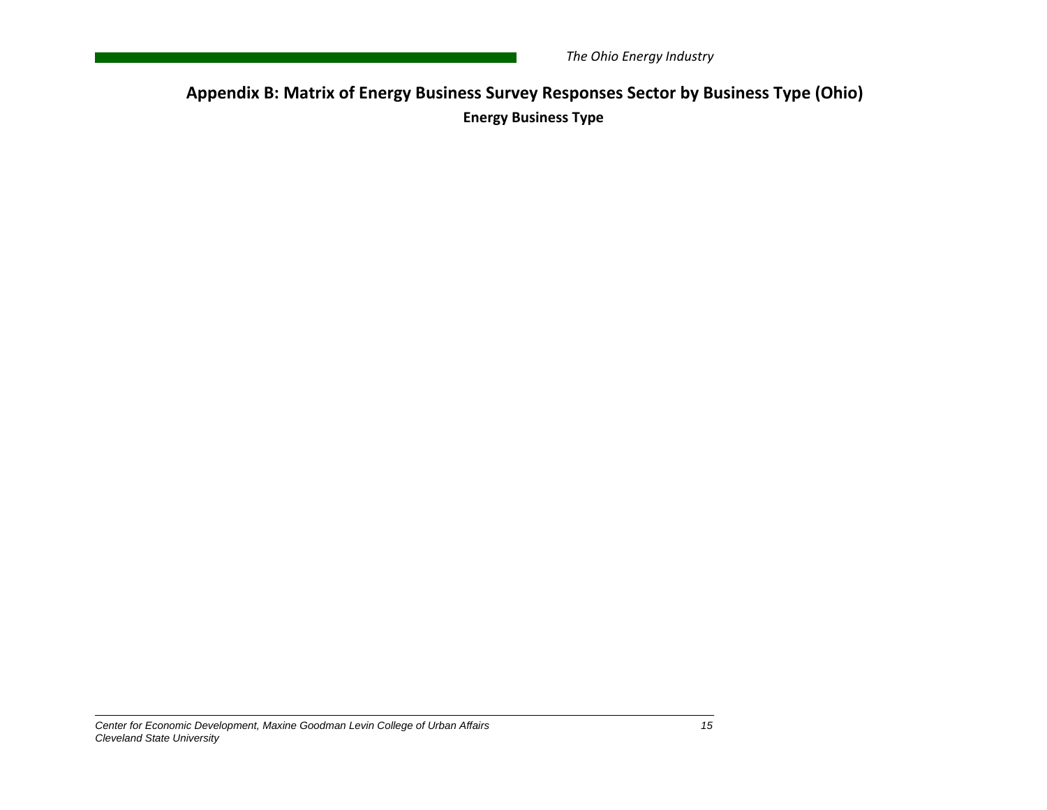## Appendix B: Matrix of Energy Business Survey Responses Sector by Business Type (Ohio)

**Energy Business Type**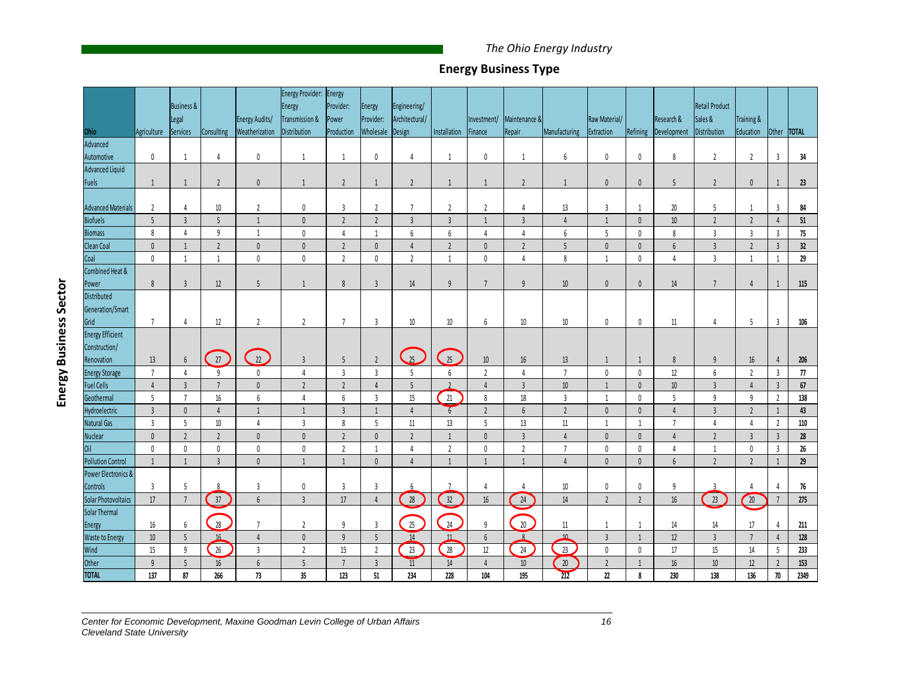## Energy Business Type

**Energy Business Sector**

| Ohio | Agriculture | Business & Legal Services | Consulting | Energy Audits/ Weatherization | Energy Provider: Energy Transmission & Distribution | Energy Provider: Power Production | Energy Provider: Wholesale | Engineering/ Architectural/ Design | Installation | Investment/ Finance | Maintenance & Repair | Manufacturing | Raw Material/ Extraction | Refining | Research & Development | Retail Product Sales & Distribution | Training & Education | Other | TOTAL |
|---|---|---|---|---|---|---|---|---|---|---|---|---|---|---|---|---|---|---|---|
| Advanced Automotive | 0 | 1 | 4 | 0 | 1 | 1 | 0 | 4 | 1 | 0 | 1 | 6 | 0 | 0 | 8 | 2 | 2 | 3 | 34 |
| Advanced Liquid Fuels | 1 | 1 | 2 | 0 | 1 | 2 | 1 | 2 | 1 | 1 | 2 | 1 | 0 | 0 | 5 | 2 | 0 | 1 | 23 |
| Advanced Materials | 2 | 4 | 10 | 2 | 0 | 3 | 2 | 7 | 2 | 2 | 4 | 13 | 3 | 1 | 20 | 5 | 1 | 3 | 84 |
| Biofuels | 5 | 3 | 5 | 1 | 0 | 2 | 2 | 3 | 3 | 1 | 3 | 4 | 1 | 0 | 10 | 2 | 2 | 4 | 51 |
| Biomass | 8 | 4 | 9 | 1 | 0 | 4 | 1 | 6 | 6 | 4 | 4 | 6 | 5 | 0 | 8 | 3 | 3 | 3 | 75 |
| Clean Coal | 0 | 1 | 2 | 0 | 0 | 2 | 0 | 4 | 2 | 0 | 2 | 5 | 0 | 0 | 6 | 3 | 2 | 3 | 32 |
| Coal | 0 | 1 | 1 | 0 | 0 | 2 | 0 | 2 | 1 | 0 | 4 | 8 | 1 | 0 | 4 | 3 | 1 | 1 | 29 |
| Combined Heat & Power | 8 | 3 | 12 | 5 | 1 | 8 | 3 | 14 | 9 | 7 | 9 | 10 | 0 | 0 | 14 | 7 | 4 | 1 | 115 |
| Distributed Generation/Smart Grid | 7 | 4 | 12 | 2 | 2 | 7 | 3 | 10 | 10 | 6 | 10 | 10 | 0 | 0 | 11 | 4 | 5 | 3 | 106 |
| Energy Efficient Construction/ Renovation | 13 | 6 | 27 | 22 | 3 | 5 | 2 | 25 | 25 | 10 | 16 | 13 | 1 | 1 | 8 | 9 | 16 | 4 | 206 |
| Energy Storage | 7 | 4 | 9 | 0 | 4 | 3 | 3 | 5 | 6 | 2 | 4 | 7 | 0 | 0 | 12 | 6 | 2 | 3 | 77 |
| Fuel Cells | 4 | 3 | 7 | 0 | 2 | 2 | 4 | 5 | 2 | 4 | 3 | 10 | 1 | 0 | 10 | 3 | 4 | 3 | 67 |
| Geothermal | 5 | 7 | 16 | 6 | 4 | 6 | 3 | 15 | 21 | 8 | 18 | 3 | 1 | 0 | 5 | 9 | 9 | 2 | 138 |
| Hydroelectric | 3 | 0 | 4 | 1 | 1 | 3 | 1 | 4 | 6 | 2 | 6 | 2 | 0 | 0 | 4 | 3 | 2 | 1 | 43 |
| Natural Gas | 3 | 5 | 10 | 4 | 3 | 8 | 5 | 11 | 13 | 5 | 13 | 11 | 1 | 1 | 7 | 4 | 4 | 2 | 110 |
| Nuclear | 0 | 2 | 2 | 0 | 0 | 2 | 0 | 2 | 1 | 0 | 3 | 4 | 0 | 0 | 4 | 2 | 3 | 3 | 28 |
| Oil | 0 | 0 | 0 | 0 | 0 | 2 | 1 | 4 | 2 | 0 | 2 | 7 | 0 | 0 | 4 | 1 | 0 | 3 | 26 |
| Pollution Control | 1 | 1 | 3 | 0 | 1 | 1 | 0 | 4 | 1 | 1 | 1 | 4 | 0 | 0 | 6 | 2 | 2 | 1 | 29 |
| Power Electronics & Controls | 3 | 5 | 8 | 3 | 0 | 3 | 3 | 6 | 7 | 4 | 4 | 10 | 0 | 0 | 9 | 3 | 4 | 4 | 76 |
| Solar Photovoltaics | 17 | 7 | 37 | 6 | 3 | 17 | 4 | 28 | 32 | 16 | 24 | 14 | 2 | 2 | 16 | 23 | 20 | 7 | 275 |
| Solar Thermal Energy | 16 | 6 | 28 | 7 | 2 | 9 | 3 | 25 | 24 | 9 | 20 | 11 | 1 | 1 | 14 | 14 | 17 | 4 | 211 |
| Waste to Energy | 10 | 5 | 16 | 4 | 0 | 9 | 5 | 14 | 11 | 6 | 8 | 10 | 3 | 1 | 12 | 3 | 7 | 4 | 128 |
| Wind | 15 | 9 | 26 | 3 | 2 | 15 | 2 | 23 | 28 | 12 | 24 | 23 | 0 | 0 | 17 | 15 | 14 | 5 | 233 |
| Other | 9 | 5 | 16 | 6 | 5 | 7 | 3 | 11 | 14 | 4 | 10 | 20 | 2 | 1 | 16 | 10 | 12 | 2 | 153 |
| **TOTAL** | **137** | **87** | **266** | **73** | **35** | **123** | **51** | **234** | **228** | **104** | **195** | **212** | **22** | **8** | **230** | **138** | **136** | **70** | **2349** |

Center for Economic Development, Maxine Goodman Levin College of Urban Affairs
Cleveland State University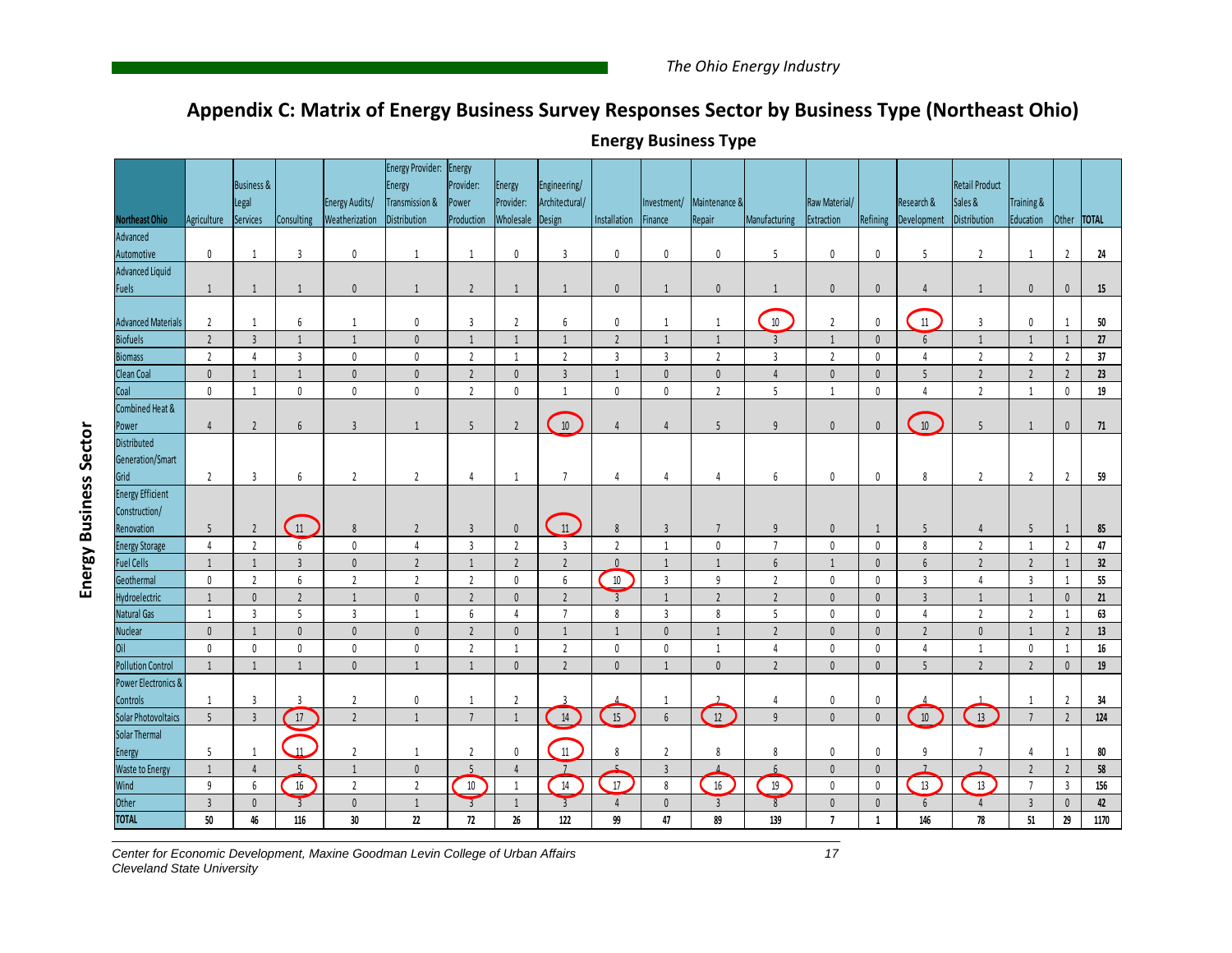## Appendix C: Matrix of Energy Business Survey Responses Sector by Business Type (Northeast Ohio)

**Energy Business Type**

**Energy Business Sector**

| Northeast Ohio | Agriculture | Business & Legal Services | Consulting | Energy Audits/ Weatherization | Energy Provider: Energy Transmission & Distribution | Energy Provider: Power Production | Energy Provider: Wholesale | Engineering/ Architectural/ Design | Installation | Investment/ Finance | Maintenance & Repair | Manufacturing | Raw Material/ Extraction | Refining | Research & Development | Retail Product Sales & Distribution | Training & Education | Other | TOTAL |
|---|---|---|---|---|---|---|---|---|---|---|---|---|---|---|---|---|---|---|---|
| Advanced Automotive | 0 | 1 | 3 | 0 | 1 | 1 | 0 | 3 | 0 | 0 | 0 | 5 | 0 | 0 | 5 | 2 | 1 | 2 | 24 |
| Advanced Liquid Fuels | 1 | 1 | 1 | 0 | 1 | 2 | 1 | 1 | 0 | 1 | 0 | 1 | 0 | 0 | 4 | 1 | 0 | 0 | 15 |
| Advanced Materials | 2 | 1 | 6 | 1 | 0 | 3 | 2 | 6 | 0 | 1 | 1 | 10 | 2 | 0 | 11 | 3 | 0 | 1 | 50 |
| Biofuels | 2 | 3 | 1 | 1 | 0 | 1 | 1 | 1 | 2 | 1 | 1 | 3 | 1 | 0 | 6 | 1 | 1 | 1 | 27 |
| Biomass | 2 | 4 | 3 | 0 | 0 | 2 | 1 | 2 | 3 | 3 | 2 | 3 | 2 | 0 | 4 | 2 | 2 | 2 | 37 |
| Clean Coal | 0 | 1 | 1 | 0 | 0 | 2 | 0 | 3 | 1 | 0 | 0 | 4 | 0 | 0 | 5 | 2 | 2 | 2 | 23 |
| Coal | 0 | 1 | 0 | 0 | 0 | 2 | 0 | 1 | 0 | 0 | 2 | 5 | 1 | 0 | 4 | 2 | 1 | 0 | 19 |
| Combined Heat & Power | 4 | 2 | 6 | 3 | 1 | 5 | 2 | 10 | 4 | 4 | 5 | 9 | 0 | 0 | 10 | 5 | 1 | 0 | 71 |
| Distributed Generation/Smart Grid | 2 | 3 | 6 | 2 | 2 | 4 | 1 | 7 | 4 | 4 | 4 | 6 | 0 | 0 | 8 | 2 | 2 | 2 | 59 |
| Energy Efficient Construction/ Renovation | 5 | 2 | 11 | 8 | 2 | 3 | 0 | 11 | 8 | 3 | 7 | 9 | 0 | 1 | 5 | 4 | 5 | 1 | 85 |
| Energy Storage | 4 | 2 | 6 | 0 | 4 | 3 | 2 | 3 | 2 | 1 | 0 | 7 | 0 | 0 | 8 | 2 | 1 | 2 | 47 |
| Fuel Cells | 1 | 1 | 3 | 0 | 2 | 1 | 2 | 2 | 0 | 1 | 1 | 6 | 1 | 0 | 6 | 2 | 2 | 1 | 32 |
| Geothermal | 0 | 2 | 6 | 2 | 2 | 2 | 0 | 6 | 10 | 3 | 9 | 2 | 0 | 0 | 3 | 4 | 3 | 1 | 55 |
| Hydroelectric | 1 | 0 | 2 | 1 | 0 | 2 | 0 | 2 | 3 | 1 | 2 | 2 | 0 | 0 | 3 | 1 | 1 | 0 | 21 |
| Natural Gas | 1 | 3 | 5 | 3 | 1 | 6 | 4 | 7 | 8 | 3 | 8 | 5 | 0 | 0 | 4 | 2 | 2 | 1 | 63 |
| Nuclear | 0 | 1 | 0 | 0 | 0 | 2 | 0 | 1 | 1 | 0 | 1 | 2 | 0 | 0 | 2 | 0 | 1 | 2 | 13 |
| Oil | 0 | 0 | 0 | 0 | 0 | 2 | 1 | 2 | 0 | 0 | 1 | 4 | 0 | 0 | 4 | 1 | 0 | 1 | 16 |
| Pollution Control | 1 | 1 | 1 | 0 | 1 | 1 | 0 | 2 | 0 | 1 | 0 | 2 | 0 | 0 | 5 | 2 | 2 | 0 | 19 |
| Power Electronics & Controls | 1 | 3 | 3 | 2 | 0 | 1 | 2 | 3 | 4 | 1 | 2 | 4 | 0 | 0 | 4 | 1 | 1 | 2 | 34 |
| Solar Photovoltaics | 5 | 3 | 17 | 2 | 1 | 7 | 1 | 14 | 15 | 6 | 12 | 9 | 0 | 0 | 10 | 13 | 7 | 2 | 124 |
| Solar Thermal Energy | 5 | 1 | 11 | 2 | 1 | 2 | 0 | 11 | 8 | 2 | 8 | 8 | 0 | 0 | 9 | 7 | 4 | 1 | 80 |
| Waste to Energy | 1 | 4 | 5 | 1 | 0 | 5 | 4 | 7 | 5 | 3 | 4 | 6 | 0 | 0 | 7 | 2 | 2 | 2 | 58 |
| Wind | 9 | 6 | 16 | 2 | 2 | 10 | 1 | 14 | 17 | 8 | 16 | 19 | 0 | 0 | 13 | 13 | 7 | 3 | 156 |
| Other | 3 | 0 | 3 | 0 | 1 | 3 | 1 | 3 | 4 | 0 | 3 | 8 | 0 | 0 | 6 | 4 | 3 | 0 | 42 |
| **TOTAL** | **50** | **46** | **116** | **30** | **22** | **72** | **26** | **122** | **99** | **47** | **89** | **139** | **7** | **1** | **146** | **78** | **51** | **29** | **1170** |

*Center for Economic Development, Maxine Goodman Levin College of Urban Affairs*
*Cleveland State University*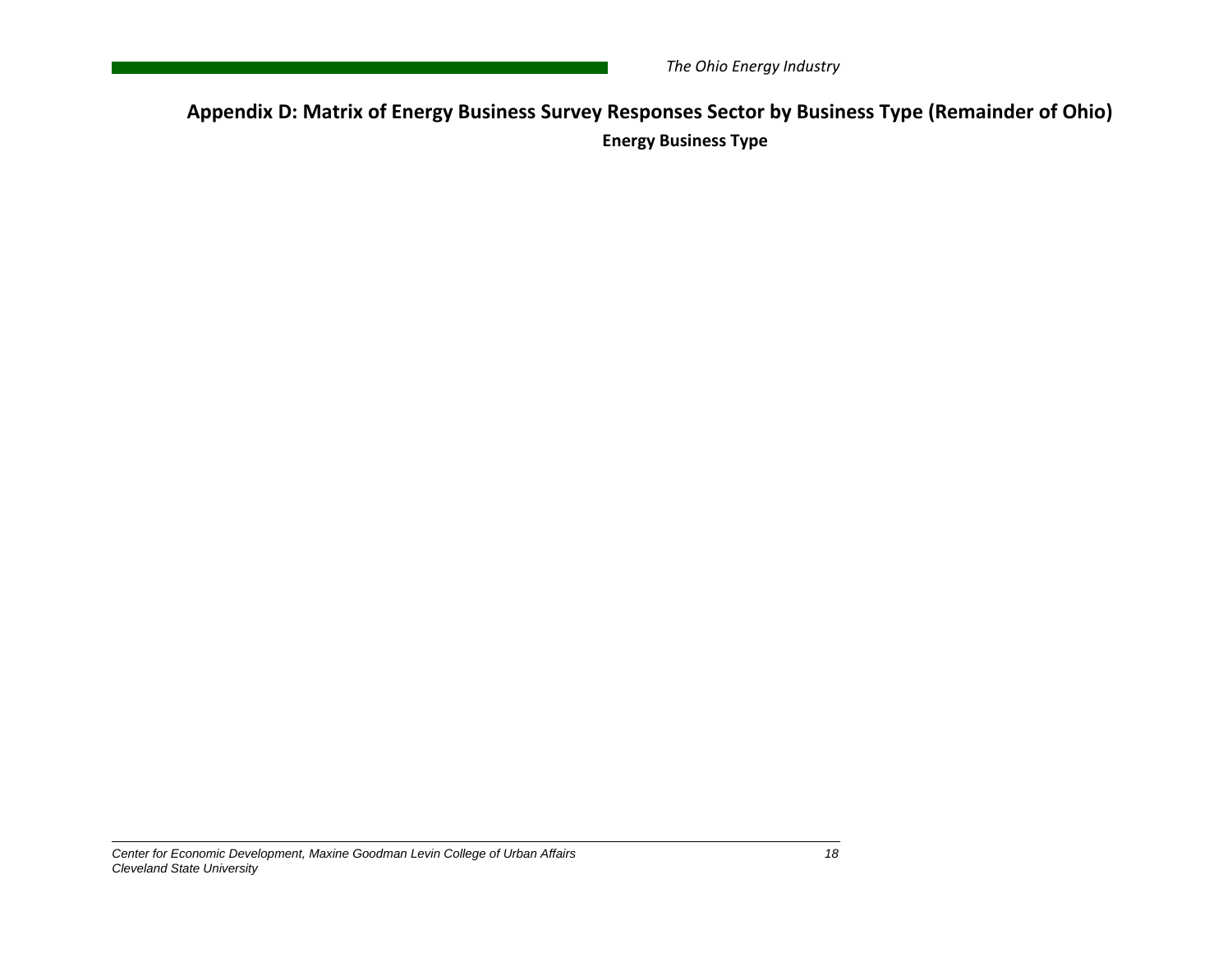## Appendix D: Matrix of Energy Business Survey Responses Sector by Business Type (Remainder of Ohio)

**Energy Business Type**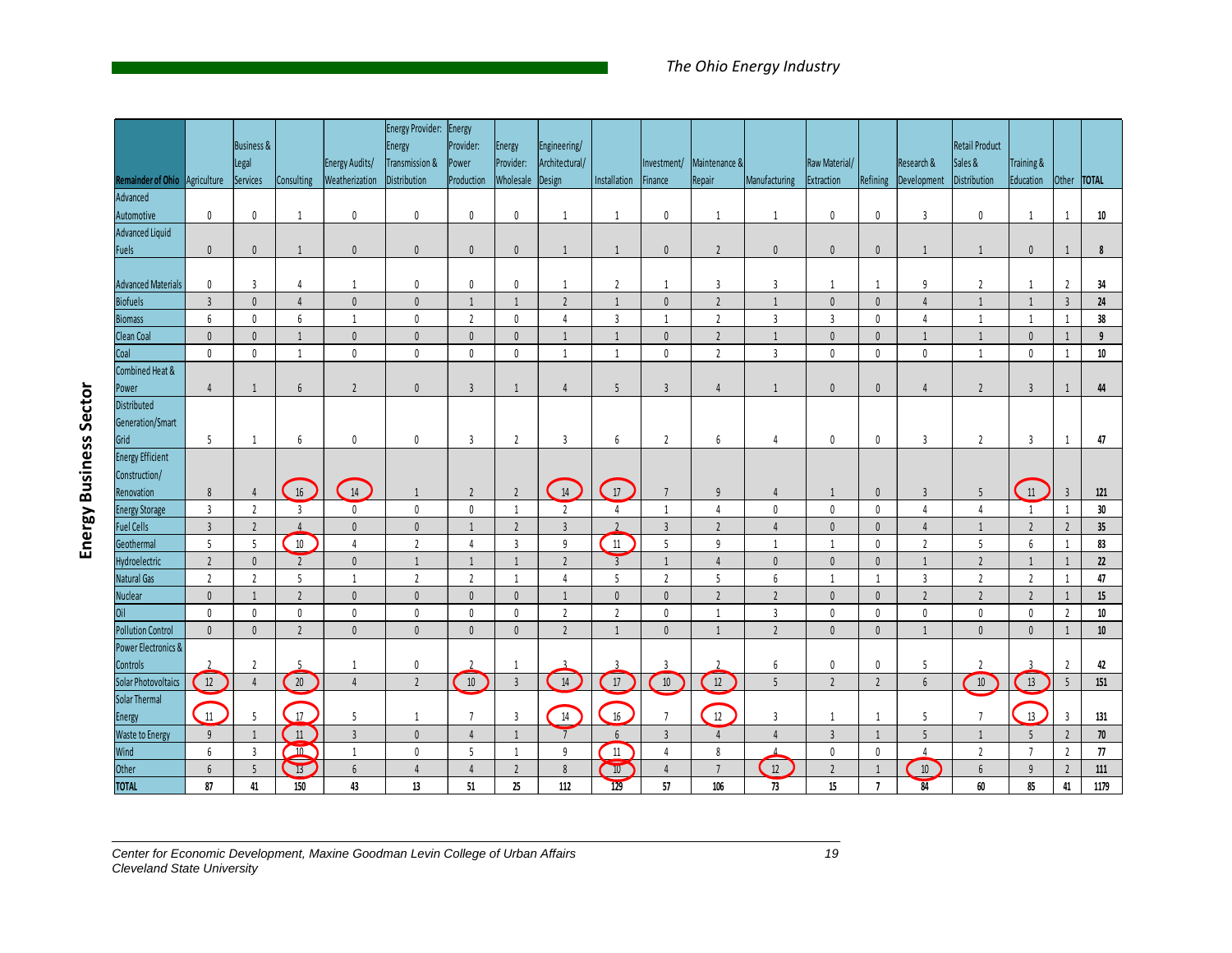| Remainder of Ohio | Agriculture | Business & Legal Services | Consulting | Energy Audits/ Weatherization | Energy Provider: Energy Transmission & Distribution | Energy Provider: Power Production | Energy Provider: Wholesale | Engineering/ Architectural/ Design | Installation | Investment/ Finance | Maintenance & Repair | Manufacturing | Raw Material/ Extraction | Refining | Research & Development | Retail Product Sales & Distribution | Training & Education | Other | TOTAL |
|---|---|---|---|---|---|---|---|---|---|---|---|---|---|---|---|---|---|---|---|
| Advanced Automotive | 0 | 0 | 1 | 0 | 0 | 0 | 0 | 1 | 1 | 0 | 1 | 1 | 0 | 0 | 3 | 0 | 1 | 1 | 10 |
| Advanced Liquid Fuels | 0 | 0 | 1 | 0 | 0 | 0 | 0 | 1 | 1 | 0 | 2 | 0 | 0 | 0 | 1 | 1 | 0 | 1 | 8 |
| Advanced Materials | 0 | 3 | 4 | 1 | 0 | 0 | 0 | 1 | 2 | 1 | 3 | 3 | 1 | 1 | 9 | 2 | 1 | 2 | 34 |
| Biofuels | 3 | 0 | 4 | 0 | 0 | 1 | 1 | 2 | 1 | 0 | 2 | 1 | 0 | 0 | 4 | 1 | 1 | 3 | 24 |
| Biomass | 6 | 0 | 6 | 1 | 0 | 2 | 0 | 4 | 3 | 1 | 2 | 3 | 3 | 0 | 4 | 1 | 1 | 1 | 38 |
| Clean Coal | 0 | 0 | 1 | 0 | 0 | 0 | 0 | 1 | 1 | 0 | 2 | 1 | 0 | 0 | 1 | 1 | 0 | 1 | 9 |
| Coal | 0 | 0 | 1 | 0 | 0 | 0 | 0 | 1 | 1 | 0 | 2 | 3 | 0 | 0 | 0 | 1 | 0 | 1 | 10 |
| Combined Heat & Power | 4 | 1 | 6 | 2 | 0 | 3 | 1 | 4 | 5 | 3 | 4 | 1 | 0 | 0 | 4 | 2 | 3 | 1 | 44 |
| Distributed Generation/Smart Grid | 5 | 1 | 6 | 0 | 0 | 3 | 2 | 3 | 6 | 2 | 6 | 4 | 0 | 0 | 3 | 2 | 3 | 1 | 47 |
| Energy Efficient Construction/ Renovation | 8 | 4 | 16 | 14 | 1 | 2 | 2 | 14 | 17 | 7 | 9 | 4 | 1 | 0 | 3 | 5 | 11 | 3 | 121 |
| Energy Storage | 3 | 2 | 3 | 0 | 0 | 0 | 1 | 2 | 4 | 1 | 4 | 0 | 0 | 0 | 4 | 4 | 1 | 1 | 30 |
| Fuel Cells | 3 | 2 | 4 | 0 | 0 | 1 | 2 | 3 | 2 | 3 | 2 | 4 | 0 | 0 | 4 | 1 | 2 | 2 | 35 |
| Geothermal | 5 | 5 | 10 | 4 | 2 | 4 | 3 | 9 | 11 | 5 | 9 | 1 | 1 | 0 | 2 | 5 | 6 | 1 | 83 |
| Hydroelectric | 2 | 0 | 2 | 0 | 1 | 1 | 1 | 2 | 3 | 1 | 4 | 0 | 0 | 0 | 1 | 2 | 1 | 1 | 22 |
| Natural Gas | 2 | 2 | 5 | 1 | 2 | 2 | 1 | 4 | 5 | 2 | 5 | 6 | 1 | 1 | 3 | 2 | 2 | 1 | 47 |
| Nuclear | 0 | 1 | 2 | 0 | 0 | 0 | 0 | 1 | 0 | 0 | 2 | 2 | 0 | 0 | 2 | 2 | 2 | 1 | 15 |
| Oil | 0 | 0 | 0 | 0 | 0 | 0 | 0 | 2 | 2 | 0 | 1 | 3 | 0 | 0 | 0 | 0 | 0 | 2 | 10 |
| Pollution Control | 0 | 0 | 2 | 0 | 0 | 0 | 0 | 2 | 1 | 0 | 1 | 2 | 0 | 0 | 1 | 0 | 0 | 1 | 10 |
| Power Electronics & Controls | 2 | 2 | 5 | 1 | 0 | 2 | 1 | 3 | 3 | 3 | 2 | 6 | 0 | 0 | 5 | 2 | 3 | 2 | 42 |
| Solar Photovoltaics | 12 | 4 | 20 | 4 | 2 | 10 | 3 | 14 | 17 | 10 | 12 | 5 | 2 | 2 | 6 | 10 | 13 | 5 | 151 |
| Solar Thermal Energy | 11 | 5 | 17 | 5 | 1 | 7 | 3 | 14 | 16 | 7 | 12 | 3 | 1 | 1 | 5 | 7 | 13 | 3 | 131 |
| Waste to Energy | 9 | 1 | 11 | 3 | 0 | 4 | 1 | 7 | 6 | 3 | 4 | 4 | 3 | 1 | 5 | 1 | 5 | 2 | 70 |
| Wind | 6 | 3 | 10 | 1 | 0 | 5 | 1 | 9 | 11 | 4 | 8 | 4 | 0 | 0 | 4 | 2 | 7 | 2 | 77 |
| Other | 6 | 5 | 13 | 6 | 4 | 4 | 2 | 8 | 10 | 4 | 7 | 12 | 2 | 1 | 10 | 6 | 9 | 2 | 111 |
| TOTAL | 87 | 41 | 150 | 43 | 13 | 51 | 25 | 112 | 129 | 57 | 106 | 73 | 15 | 7 | 84 | 60 | 85 | 41 | 1179 |

Energy Business Sector